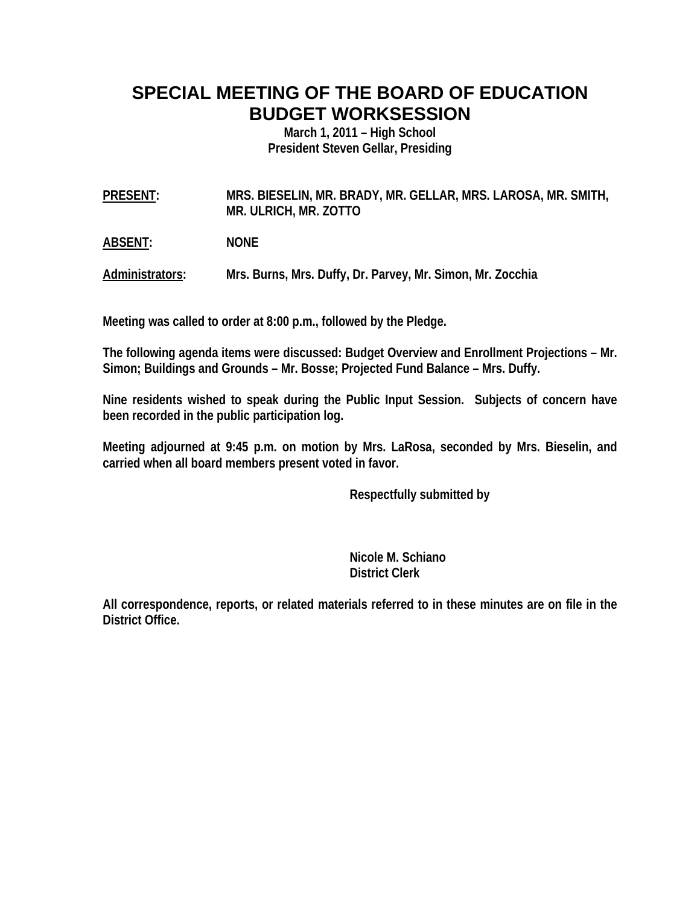# SPECIAL MEETING OF THE BOARD OF EDUCATION
# BUDGET WORKSESSION

**March 1, 2011 – High School**
**President Steven Gellar, Presiding**

**PRESENT:** MRS. BIESELIN, MR. BRADY, MR. GELLAR, MRS. LAROSA, MR. SMITH, MR. ULRICH, MR. ZOTTO

**ABSENT:** NONE

**Administrators:** Mrs. Burns, Mrs. Duffy, Dr. Parvey, Mr. Simon, Mr. Zocchia

Meeting was called to order at 8:00 p.m., followed by the Pledge.

The following agenda items were discussed: Budget Overview and Enrollment Projections – Mr. Simon; Buildings and Grounds – Mr. Bosse; Projected Fund Balance – Mrs. Duffy.

Nine residents wished to speak during the Public Input Session. Subjects of concern have been recorded in the public participation log.

Meeting adjourned at 9:45 p.m. on motion by Mrs. LaRosa, seconded by Mrs. Bieselin, and carried when all board members present voted in favor.

Respectfully submitted by

Nicole M. Schiano
District Clerk

All correspondence, reports, or related materials referred to in these minutes are on file in the District Office.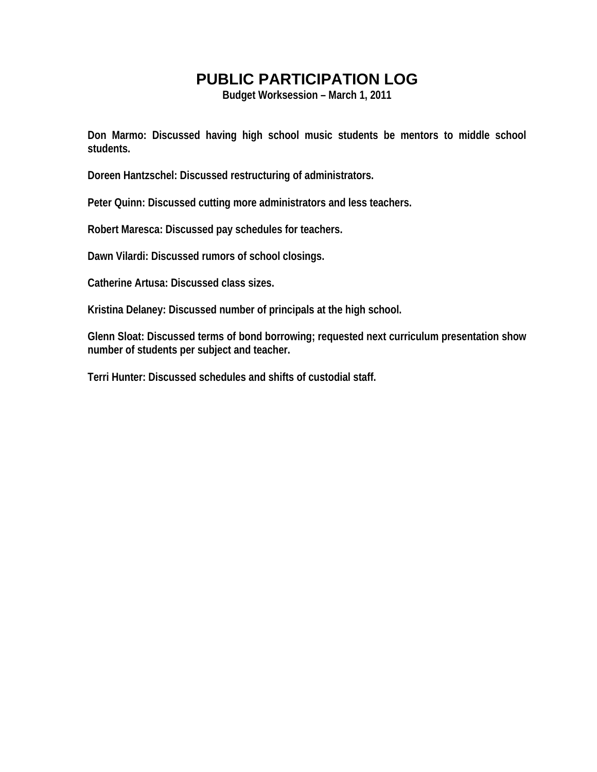# PUBLIC PARTICIPATION LOG

**Budget Worksession – March 1, 2011**

**Don Marmo: Discussed having high school music students be mentors to middle school students.**

**Doreen Hantzschel: Discussed restructuring of administrators.**

**Peter Quinn: Discussed cutting more administrators and less teachers.**

**Robert Maresca: Discussed pay schedules for teachers.**

**Dawn Vilardi: Discussed rumors of school closings.**

**Catherine Artusa: Discussed class sizes.**

**Kristina Delaney: Discussed number of principals at the high school.**

**Glenn Sloat: Discussed terms of bond borrowing; requested next curriculum presentation show number of students per subject and teacher.**

**Terri Hunter: Discussed schedules and shifts of custodial staff.**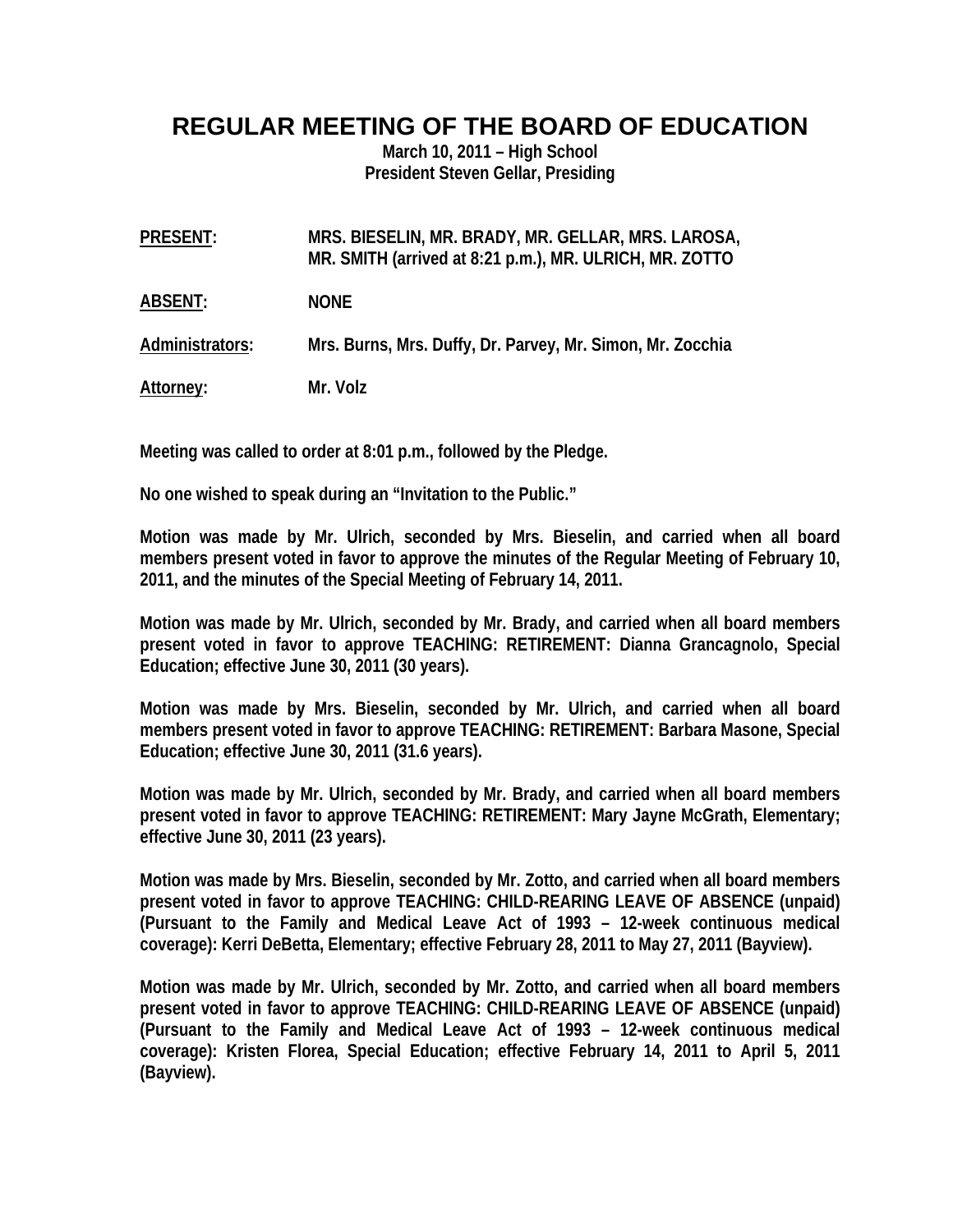# REGULAR MEETING OF THE BOARD OF EDUCATION

**March 10, 2011 – High School**
**President Steven Gellar, Presiding**

**PRESENT:** MRS. BIESELIN, MR. BRADY, MR. GELLAR, MRS. LAROSA, MR. SMITH (arrived at 8:21 p.m.), MR. ULRICH, MR. ZOTTO

**ABSENT:** NONE

**Administrators:** Mrs. Burns, Mrs. Duffy, Dr. Parvey, Mr. Simon, Mr. Zocchia

**Attorney:** Mr. Volz

Meeting was called to order at 8:01 p.m., followed by the Pledge.

No one wished to speak during an "Invitation to the Public."

Motion was made by Mr. Ulrich, seconded by Mrs. Bieselin, and carried when all board members present voted in favor to approve the minutes of the Regular Meeting of February 10, 2011, and the minutes of the Special Meeting of February 14, 2011.

Motion was made by Mr. Ulrich, seconded by Mr. Brady, and carried when all board members present voted in favor to approve TEACHING: RETIREMENT: Dianna Grancagnolo, Special Education; effective June 30, 2011 (30 years).

Motion was made by Mrs. Bieselin, seconded by Mr. Ulrich, and carried when all board members present voted in favor to approve TEACHING: RETIREMENT: Barbara Masone, Special Education; effective June 30, 2011 (31.6 years).

Motion was made by Mr. Ulrich, seconded by Mr. Brady, and carried when all board members present voted in favor to approve TEACHING: RETIREMENT: Mary Jayne McGrath, Elementary; effective June 30, 2011 (23 years).

Motion was made by Mrs. Bieselin, seconded by Mr. Zotto, and carried when all board members present voted in favor to approve TEACHING: CHILD-REARING LEAVE OF ABSENCE (unpaid) (Pursuant to the Family and Medical Leave Act of 1993 – 12-week continuous medical coverage): Kerri DeBetta, Elementary; effective February 28, 2011 to May 27, 2011 (Bayview).

Motion was made by Mr. Ulrich, seconded by Mr. Zotto, and carried when all board members present voted in favor to approve TEACHING: CHILD-REARING LEAVE OF ABSENCE (unpaid) (Pursuant to the Family and Medical Leave Act of 1993 – 12-week continuous medical coverage): Kristen Florea, Special Education; effective February 14, 2011 to April 5, 2011 (Bayview).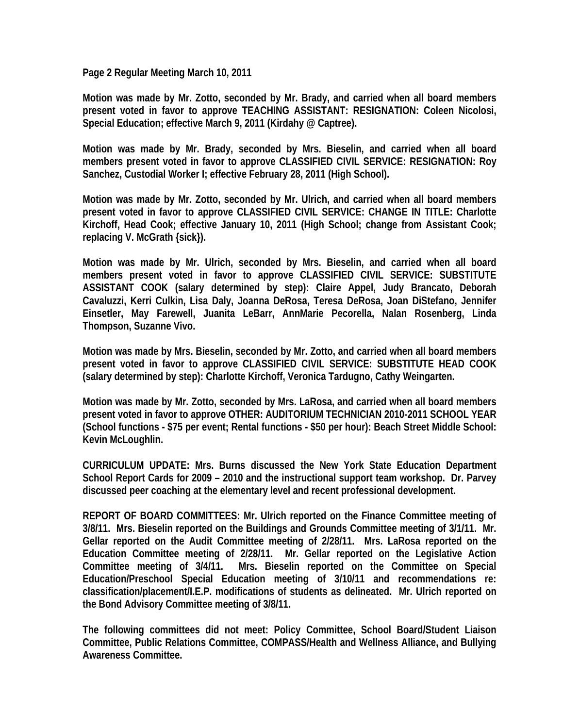**Motion was made by Mr. Zotto, seconded by Mr. Brady, and carried when all board members present voted in favor to approve TEACHING ASSISTANT: RESIGNATION: Coleen Nicolosi, Special Education; effective March 9, 2011 (Kirdahy @ Captree).**

**Motion was made by Mr. Brady, seconded by Mrs. Bieselin, and carried when all board members present voted in favor to approve CLASSIFIED CIVIL SERVICE: RESIGNATION: Roy Sanchez, Custodial Worker I; effective February 28, 2011 (High School).**

**Motion was made by Mr. Zotto, seconded by Mr. Ulrich, and carried when all board members present voted in favor to approve CLASSIFIED CIVIL SERVICE: CHANGE IN TITLE: Charlotte Kirchoff, Head Cook; effective January 10, 2011 (High School; change from Assistant Cook; replacing V. McGrath {sick}).**

**Motion was made by Mr. Ulrich, seconded by Mrs. Bieselin, and carried when all board members present voted in favor to approve CLASSIFIED CIVIL SERVICE: SUBSTITUTE ASSISTANT COOK (salary determined by step): Claire Appel, Judy Brancato, Deborah Cavaluzzi, Kerri Culkin, Lisa Daly, Joanna DeRosa, Teresa DeRosa, Joan DiStefano, Jennifer Einsetler, May Farewell, Juanita LeBarr, AnnMarie Pecorella, Nalan Rosenberg, Linda Thompson, Suzanne Vivo.**

**Motion was made by Mrs. Bieselin, seconded by Mr. Zotto, and carried when all board members present voted in favor to approve CLASSIFIED CIVIL SERVICE: SUBSTITUTE HEAD COOK (salary determined by step): Charlotte Kirchoff, Veronica Tardugno, Cathy Weingarten.**

**Motion was made by Mr. Zotto, seconded by Mrs. LaRosa, and carried when all board members present voted in favor to approve OTHER: AUDITORIUM TECHNICIAN 2010-2011 SCHOOL YEAR (School functions - $75 per event; Rental functions - $50 per hour): Beach Street Middle School: Kevin McLoughlin.**

**CURRICULUM UPDATE: Mrs. Burns discussed the New York State Education Department School Report Cards for 2009 – 2010 and the instructional support team workshop. Dr. Parvey discussed peer coaching at the elementary level and recent professional development.**

**REPORT OF BOARD COMMITTEES: Mr. Ulrich reported on the Finance Committee meeting of 3/8/11. Mrs. Bieselin reported on the Buildings and Grounds Committee meeting of 3/1/11. Mr. Gellar reported on the Audit Committee meeting of 2/28/11. Mrs. LaRosa reported on the Education Committee meeting of 2/28/11. Mr. Gellar reported on the Legislative Action Committee meeting of 3/4/11. Mrs. Bieselin reported on the Committee on Special Education/Preschool Special Education meeting of 3/10/11 and recommendations re: classification/placement/I.E.P. modifications of students as delineated. Mr. Ulrich reported on the Bond Advisory Committee meeting of 3/8/11.**

**The following committees did not meet: Policy Committee, School Board/Student Liaison Committee, Public Relations Committee, COMPASS/Health and Wellness Alliance, and Bullying Awareness Committee.**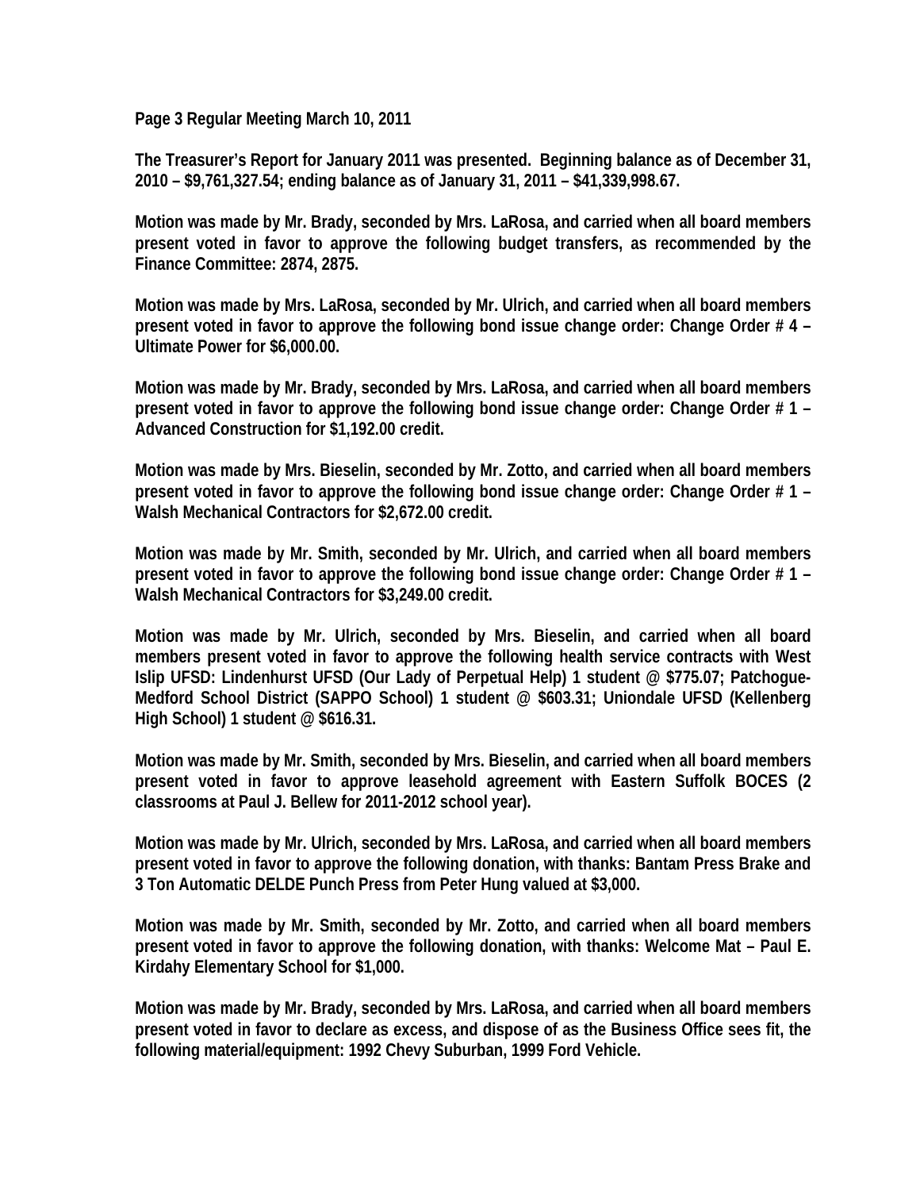**Page 3 Regular Meeting March 10, 2011**

**The Treasurer's Report for January 2011 was presented. Beginning balance as of December 31, 2010 – $9,761,327.54; ending balance as of January 31, 2011 – $41,339,998.67.**

**Motion was made by Mr. Brady, seconded by Mrs. LaRosa, and carried when all board members present voted in favor to approve the following budget transfers, as recommended by the Finance Committee: 2874, 2875.**

**Motion was made by Mrs. LaRosa, seconded by Mr. Ulrich, and carried when all board members present voted in favor to approve the following bond issue change order: Change Order # 4 – Ultimate Power for $6,000.00.**

**Motion was made by Mr. Brady, seconded by Mrs. LaRosa, and carried when all board members present voted in favor to approve the following bond issue change order: Change Order # 1 – Advanced Construction for $1,192.00 credit.**

**Motion was made by Mrs. Bieselin, seconded by Mr. Zotto, and carried when all board members present voted in favor to approve the following bond issue change order: Change Order # 1 – Walsh Mechanical Contractors for $2,672.00 credit.**

**Motion was made by Mr. Smith, seconded by Mr. Ulrich, and carried when all board members present voted in favor to approve the following bond issue change order: Change Order # 1 – Walsh Mechanical Contractors for $3,249.00 credit.**

**Motion was made by Mr. Ulrich, seconded by Mrs. Bieselin, and carried when all board members present voted in favor to approve the following health service contracts with West Islip UFSD: Lindenhurst UFSD (Our Lady of Perpetual Help) 1 student @ $775.07; Patchogue-Medford School District (SAPPO School) 1 student @ $603.31; Uniondale UFSD (Kellenberg High School) 1 student @ $616.31.**

**Motion was made by Mr. Smith, seconded by Mrs. Bieselin, and carried when all board members present voted in favor to approve leasehold agreement with Eastern Suffolk BOCES (2 classrooms at Paul J. Bellew for 2011-2012 school year).**

**Motion was made by Mr. Ulrich, seconded by Mrs. LaRosa, and carried when all board members present voted in favor to approve the following donation, with thanks: Bantam Press Brake and 3 Ton Automatic DELDE Punch Press from Peter Hung valued at $3,000.**

**Motion was made by Mr. Smith, seconded by Mr. Zotto, and carried when all board members present voted in favor to approve the following donation, with thanks: Welcome Mat – Paul E. Kirdahy Elementary School for $1,000.**

**Motion was made by Mr. Brady, seconded by Mrs. LaRosa, and carried when all board members present voted in favor to declare as excess, and dispose of as the Business Office sees fit, the following material/equipment: 1992 Chevy Suburban, 1999 Ford Vehicle.**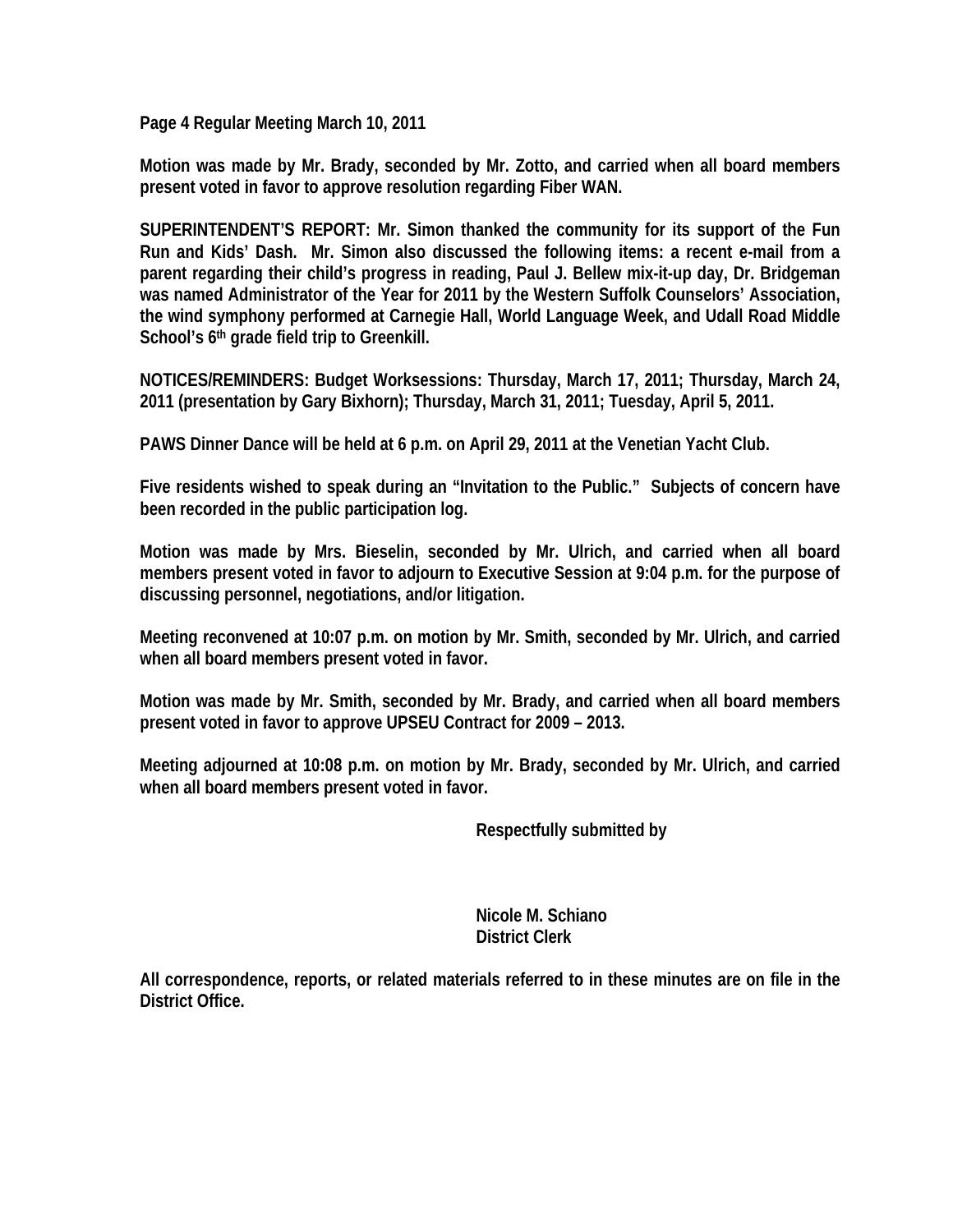**Page 4 Regular Meeting March 10, 2011**

**Motion was made by Mr. Brady, seconded by Mr. Zotto, and carried when all board members present voted in favor to approve resolution regarding Fiber WAN.**

**SUPERINTENDENT'S REPORT: Mr. Simon thanked the community for its support of the Fun Run and Kids' Dash. Mr. Simon also discussed the following items: a recent e-mail from a parent regarding their child's progress in reading, Paul J. Bellew mix-it-up day, Dr. Bridgeman was named Administrator of the Year for 2011 by the Western Suffolk Counselors' Association, the wind symphony performed at Carnegie Hall, World Language Week, and Udall Road Middle School's 6th grade field trip to Greenkill.**

**NOTICES/REMINDERS: Budget Worksessions: Thursday, March 17, 2011; Thursday, March 24, 2011 (presentation by Gary Bixhorn); Thursday, March 31, 2011; Tuesday, April 5, 2011.**

**PAWS Dinner Dance will be held at 6 p.m. on April 29, 2011 at the Venetian Yacht Club.**

**Five residents wished to speak during an "Invitation to the Public." Subjects of concern have been recorded in the public participation log.**

**Motion was made by Mrs. Bieselin, seconded by Mr. Ulrich, and carried when all board members present voted in favor to adjourn to Executive Session at 9:04 p.m. for the purpose of discussing personnel, negotiations, and/or litigation.**

**Meeting reconvened at 10:07 p.m. on motion by Mr. Smith, seconded by Mr. Ulrich, and carried when all board members present voted in favor.**

**Motion was made by Mr. Smith, seconded by Mr. Brady, and carried when all board members present voted in favor to approve UPSEU Contract for 2009 – 2013.**

**Meeting adjourned at 10:08 p.m. on motion by Mr. Brady, seconded by Mr. Ulrich, and carried when all board members present voted in favor.**

**Respectfully submitted by**

**Nicole M. Schiano**
**District Clerk**

**All correspondence, reports, or related materials referred to in these minutes are on file in the District Office.**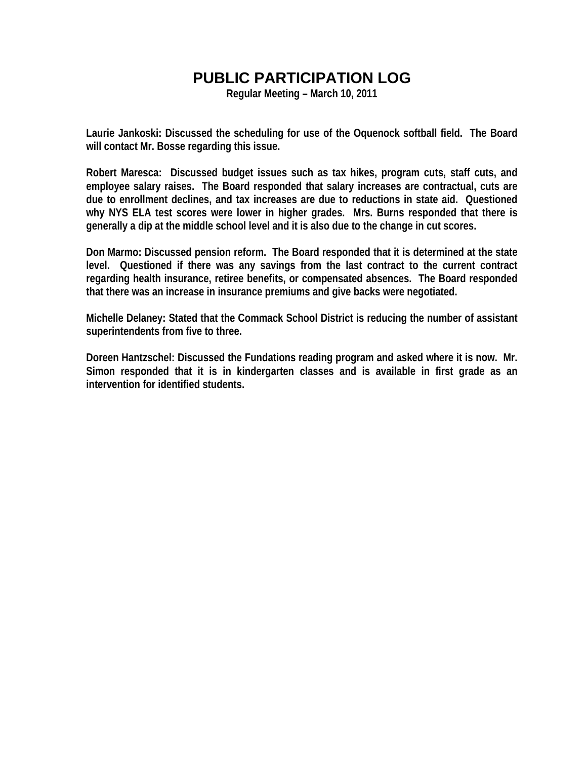# PUBLIC PARTICIPATION LOG

**Regular Meeting – March 10, 2011**

**Laurie Jankoski: Discussed the scheduling for use of the Oquenock softball field. The Board will contact Mr. Bosse regarding this issue.**

**Robert Maresca: Discussed budget issues such as tax hikes, program cuts, staff cuts, and employee salary raises. The Board responded that salary increases are contractual, cuts are due to enrollment declines, and tax increases are due to reductions in state aid. Questioned why NYS ELA test scores were lower in higher grades. Mrs. Burns responded that there is generally a dip at the middle school level and it is also due to the change in cut scores.**

**Don Marmo: Discussed pension reform. The Board responded that it is determined at the state level. Questioned if there was any savings from the last contract to the current contract regarding health insurance, retiree benefits, or compensated absences. The Board responded that there was an increase in insurance premiums and give backs were negotiated.**

**Michelle Delaney: Stated that the Commack School District is reducing the number of assistant superintendents from five to three.**

**Doreen Hantzschel: Discussed the Fundations reading program and asked where it is now. Mr. Simon responded that it is in kindergarten classes and is available in first grade as an intervention for identified students.**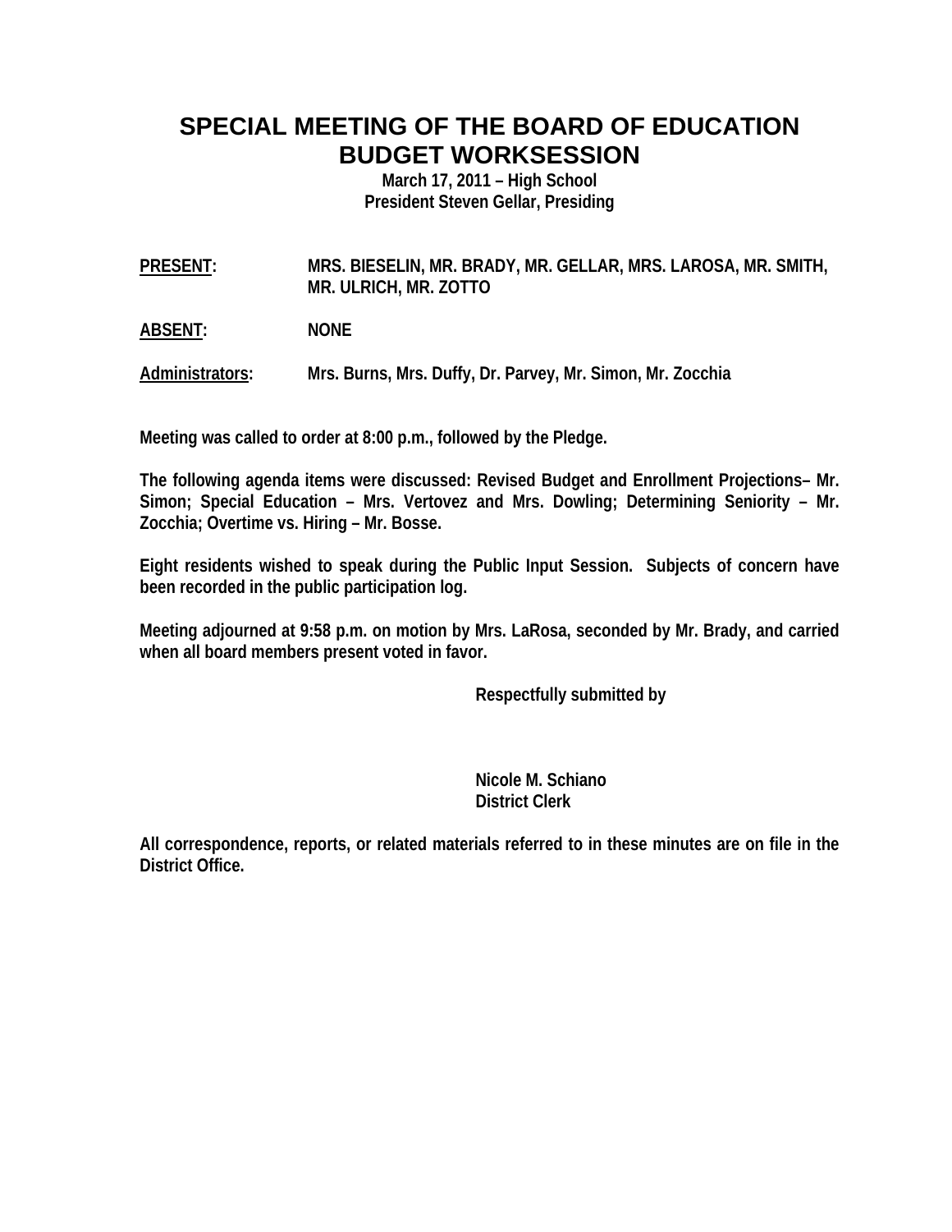# SPECIAL MEETING OF THE BOARD OF EDUCATION
# BUDGET WORKSESSION

**March 17, 2011 – High School**
**President Steven Gellar, Presiding**

**PRESENT:** MRS. BIESELIN, MR. BRADY, MR. GELLAR, MRS. LAROSA, MR. SMITH, MR. ULRICH, MR. ZOTTO

**ABSENT:** NONE

**Administrators:** Mrs. Burns, Mrs. Duffy, Dr. Parvey, Mr. Simon, Mr. Zocchia

Meeting was called to order at 8:00 p.m., followed by the Pledge.

The following agenda items were discussed: Revised Budget and Enrollment Projections– Mr. Simon; Special Education – Mrs. Vertovez and Mrs. Dowling; Determining Seniority – Mr. Zocchia; Overtime vs. Hiring – Mr. Bosse.

Eight residents wished to speak during the Public Input Session. Subjects of concern have been recorded in the public participation log.

Meeting adjourned at 9:58 p.m. on motion by Mrs. LaRosa, seconded by Mr. Brady, and carried when all board members present voted in favor.

Respectfully submitted by

Nicole M. Schiano
District Clerk

All correspondence, reports, or related materials referred to in these minutes are on file in the District Office.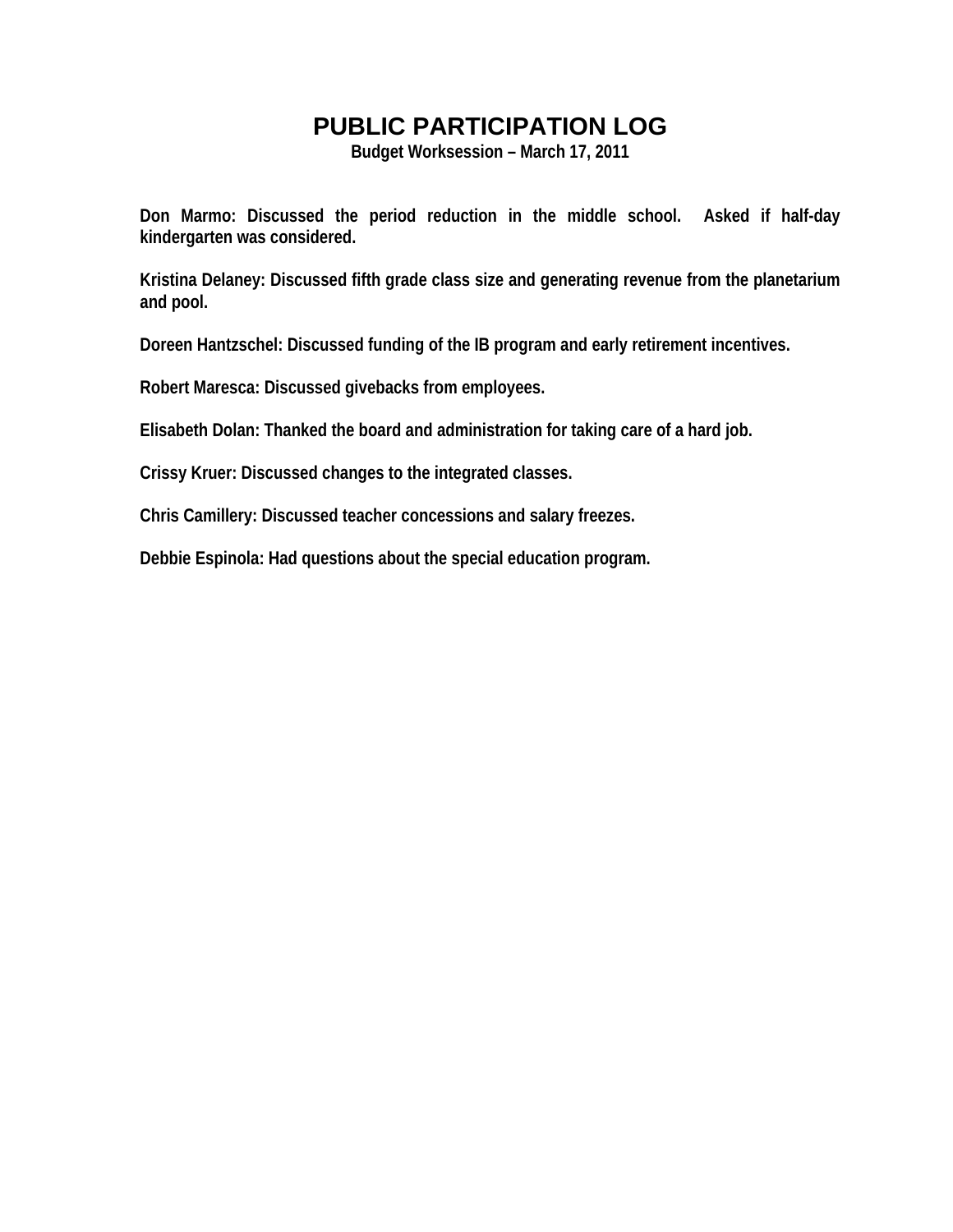# PUBLIC PARTICIPATION LOG

**Budget Worksession – March 17, 2011**

**Don Marmo: Discussed the period reduction in the middle school. Asked if half-day kindergarten was considered.**

**Kristina Delaney: Discussed fifth grade class size and generating revenue from the planetarium and pool.**

**Doreen Hantzschel: Discussed funding of the IB program and early retirement incentives.**

**Robert Maresca: Discussed givebacks from employees.**

**Elisabeth Dolan: Thanked the board and administration for taking care of a hard job.**

**Crissy Kruer: Discussed changes to the integrated classes.**

**Chris Camillery: Discussed teacher concessions and salary freezes.**

**Debbie Espinola: Had questions about the special education program.**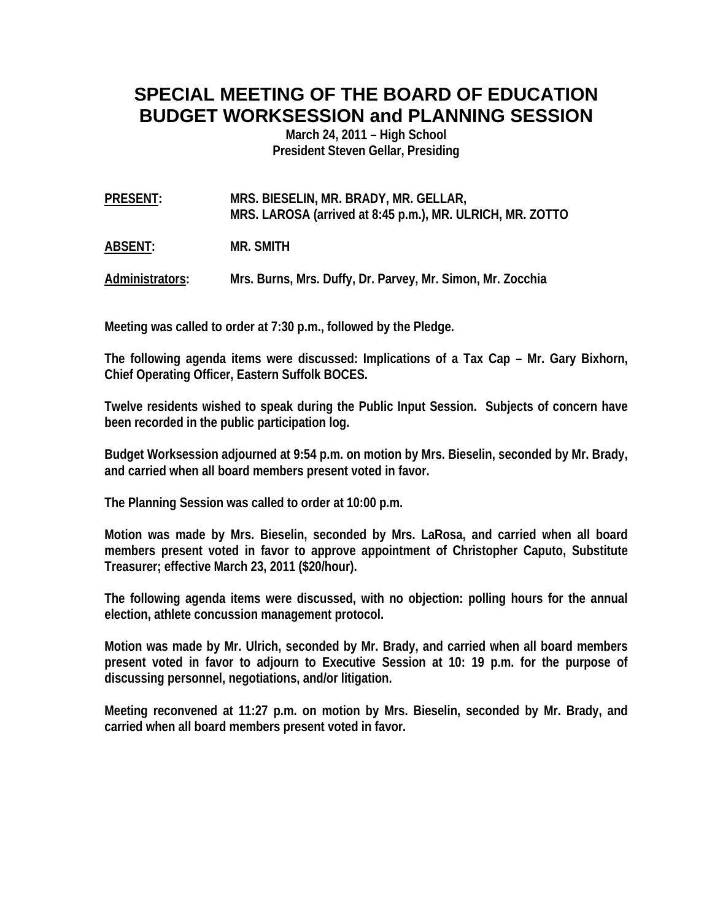# SPECIAL MEETING OF THE BOARD OF EDUCATION
# BUDGET WORKSESSION and PLANNING SESSION

**March 24, 2011 – High School**
**President Steven Gellar, Presiding**

**PRESENT:** MRS. BIESELIN, MR. BRADY, MR. GELLAR, MRS. LAROSA (arrived at 8:45 p.m.), MR. ULRICH, MR. ZOTTO

**ABSENT:** MR. SMITH

**Administrators:** Mrs. Burns, Mrs. Duffy, Dr. Parvey, Mr. Simon, Mr. Zocchia

Meeting was called to order at 7:30 p.m., followed by the Pledge.

The following agenda items were discussed: Implications of a Tax Cap – Mr. Gary Bixhorn, Chief Operating Officer, Eastern Suffolk BOCES.

Twelve residents wished to speak during the Public Input Session. Subjects of concern have been recorded in the public participation log.

Budget Worksession adjourned at 9:54 p.m. on motion by Mrs. Bieselin, seconded by Mr. Brady, and carried when all board members present voted in favor.

The Planning Session was called to order at 10:00 p.m.

Motion was made by Mrs. Bieselin, seconded by Mrs. LaRosa, and carried when all board members present voted in favor to approve appointment of Christopher Caputo, Substitute Treasurer; effective March 23, 2011 ($20/hour).

The following agenda items were discussed, with no objection: polling hours for the annual election, athlete concussion management protocol.

Motion was made by Mr. Ulrich, seconded by Mr. Brady, and carried when all board members present voted in favor to adjourn to Executive Session at 10: 19 p.m. for the purpose of discussing personnel, negotiations, and/or litigation.

Meeting reconvened at 11:27 p.m. on motion by Mrs. Bieselin, seconded by Mr. Brady, and carried when all board members present voted in favor.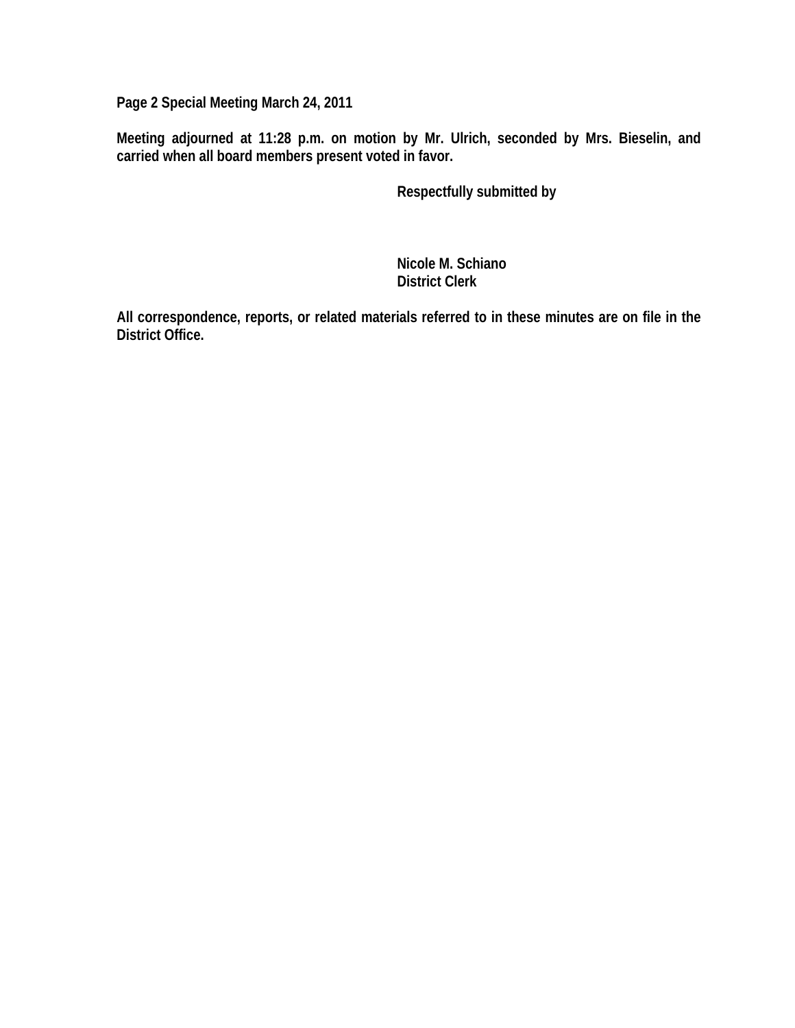**Page 2 Special Meeting March 24, 2011**

**Meeting adjourned at 11:28 p.m. on motion by Mr. Ulrich, seconded by Mrs. Bieselin, and carried when all board members present voted in favor.**

**Respectfully submitted by**

**Nicole M. Schiano**
**District Clerk**

**All correspondence, reports, or related materials referred to in these minutes are on file in the District Office.**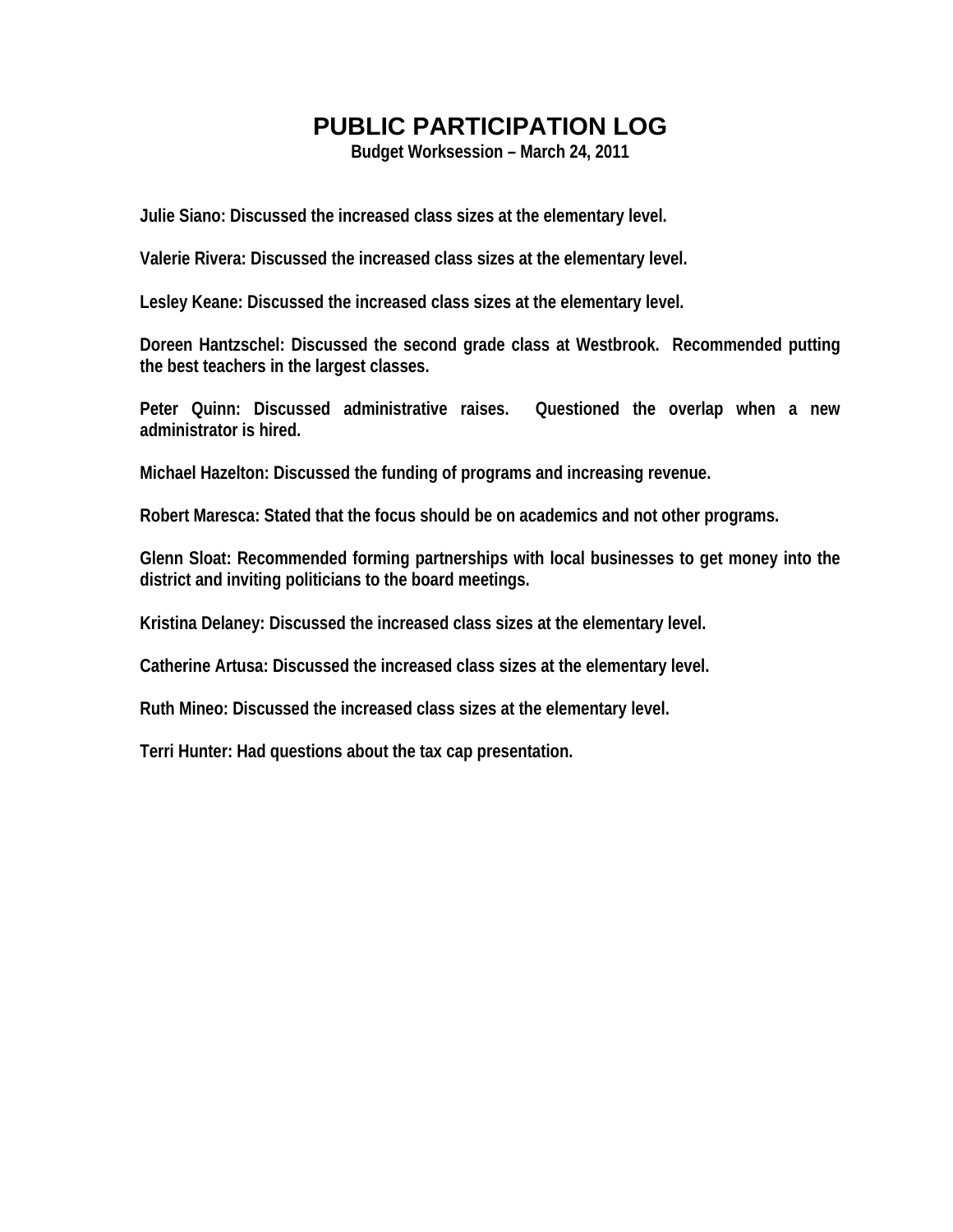# PUBLIC PARTICIPATION LOG

**Budget Worksession – March 24, 2011**

**Julie Siano: Discussed the increased class sizes at the elementary level.**

**Valerie Rivera: Discussed the increased class sizes at the elementary level.**

**Lesley Keane: Discussed the increased class sizes at the elementary level.**

**Doreen Hantzschel: Discussed the second grade class at Westbrook. Recommended putting the best teachers in the largest classes.**

**Peter Quinn: Discussed administrative raises. Questioned the overlap when a new administrator is hired.**

**Michael Hazelton: Discussed the funding of programs and increasing revenue.**

**Robert Maresca: Stated that the focus should be on academics and not other programs.**

**Glenn Sloat: Recommended forming partnerships with local businesses to get money into the district and inviting politicians to the board meetings.**

**Kristina Delaney: Discussed the increased class sizes at the elementary level.**

**Catherine Artusa: Discussed the increased class sizes at the elementary level.**

**Ruth Mineo: Discussed the increased class sizes at the elementary level.**

**Terri Hunter: Had questions about the tax cap presentation.**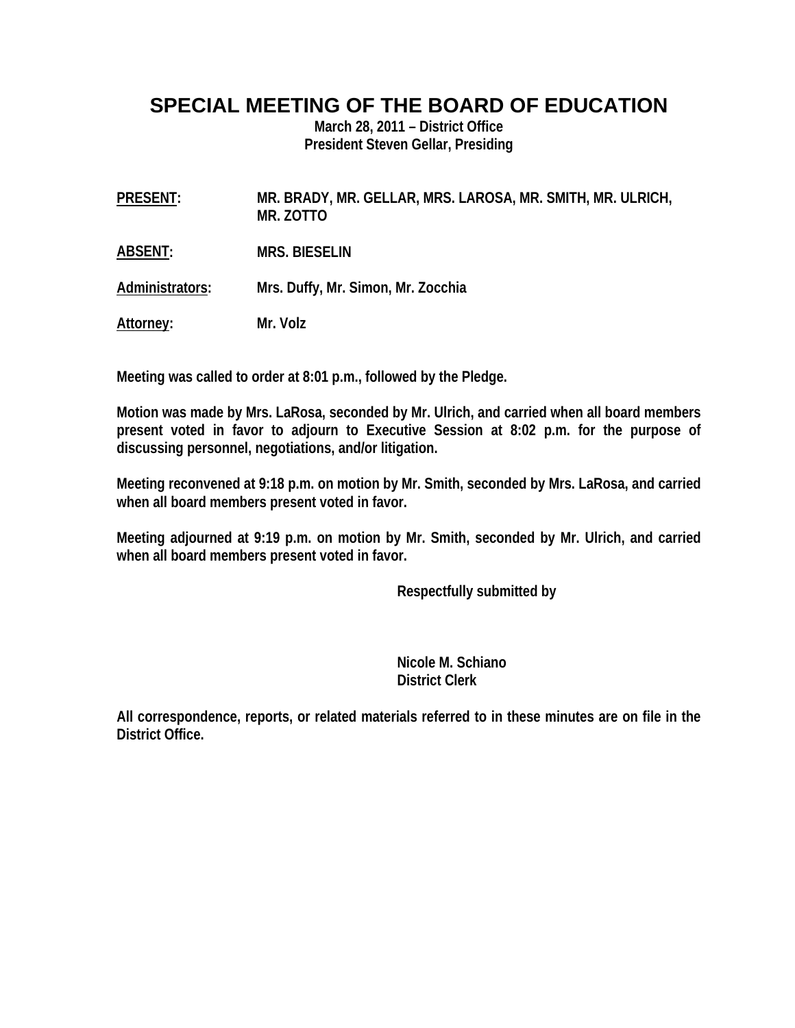# SPECIAL MEETING OF THE BOARD OF EDUCATION

**March 28, 2011 – District Office**
**President Steven Gellar, Presiding**

**PRESENT:** MR. BRADY, MR. GELLAR, MRS. LAROSA, MR. SMITH, MR. ULRICH, MR. ZOTTO

**ABSENT:** MRS. BIESELIN

**Administrators:** Mrs. Duffy, Mr. Simon, Mr. Zocchia

**Attorney:** Mr. Volz

**Meeting was called to order at 8:01 p.m., followed by the Pledge.**

**Motion was made by Mrs. LaRosa, seconded by Mr. Ulrich, and carried when all board members present voted in favor to adjourn to Executive Session at 8:02 p.m. for the purpose of discussing personnel, negotiations, and/or litigation.**

**Meeting reconvened at 9:18 p.m. on motion by Mr. Smith, seconded by Mrs. LaRosa, and carried when all board members present voted in favor.**

**Meeting adjourned at 9:19 p.m. on motion by Mr. Smith, seconded by Mr. Ulrich, and carried when all board members present voted in favor.**

**Respectfully submitted by**

**Nicole M. Schiano**
**District Clerk**

**All correspondence, reports, or related materials referred to in these minutes are on file in the District Office.**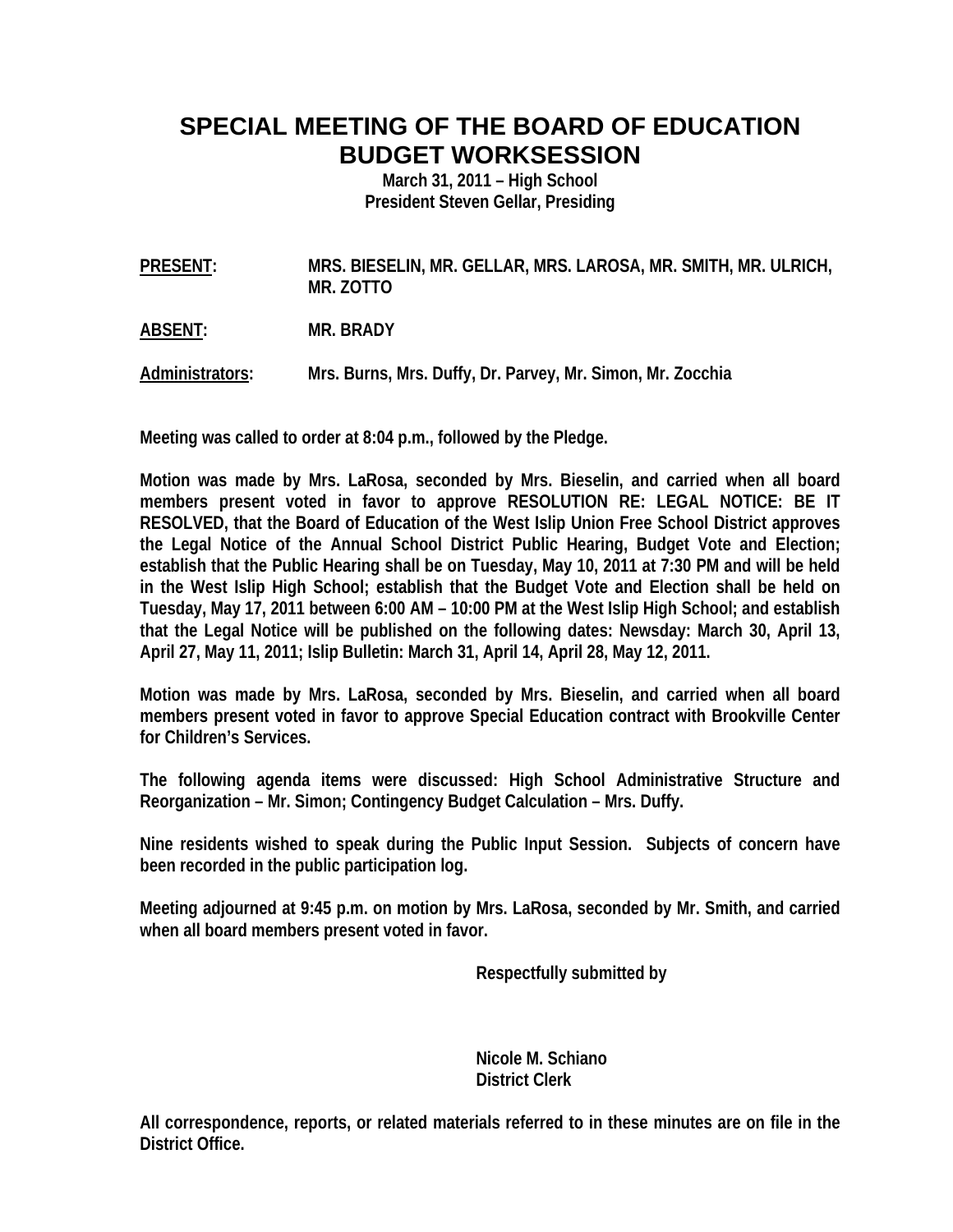# SPECIAL MEETING OF THE BOARD OF EDUCATION
# BUDGET WORKSESSION

**March 31, 2011 – High School**
**President Steven Gellar, Presiding**

**PRESENT:** MRS. BIESELIN, MR. GELLAR, MRS. LAROSA, MR. SMITH, MR. ULRICH, MR. ZOTTO

**ABSENT:** MR. BRADY

**Administrators:** Mrs. Burns, Mrs. Duffy, Dr. Parvey, Mr. Simon, Mr. Zocchia

Meeting was called to order at 8:04 p.m., followed by the Pledge.

Motion was made by Mrs. LaRosa, seconded by Mrs. Bieselin, and carried when all board members present voted in favor to approve RESOLUTION RE: LEGAL NOTICE: BE IT RESOLVED, that the Board of Education of the West Islip Union Free School District approves the Legal Notice of the Annual School District Public Hearing, Budget Vote and Election; establish that the Public Hearing shall be on Tuesday, May 10, 2011 at 7:30 PM and will be held in the West Islip High School; establish that the Budget Vote and Election shall be held on Tuesday, May 17, 2011 between 6:00 AM – 10:00 PM at the West Islip High School; and establish that the Legal Notice will be published on the following dates: Newsday: March 30, April 13, April 27, May 11, 2011; Islip Bulletin: March 31, April 14, April 28, May 12, 2011.

Motion was made by Mrs. LaRosa, seconded by Mrs. Bieselin, and carried when all board members present voted in favor to approve Special Education contract with Brookville Center for Children's Services.

The following agenda items were discussed: High School Administrative Structure and Reorganization – Mr. Simon; Contingency Budget Calculation – Mrs. Duffy.

Nine residents wished to speak during the Public Input Session. Subjects of concern have been recorded in the public participation log.

Meeting adjourned at 9:45 p.m. on motion by Mrs. LaRosa, seconded by Mr. Smith, and carried when all board members present voted in favor.

Respectfully submitted by

Nicole M. Schiano
District Clerk

All correspondence, reports, or related materials referred to in these minutes are on file in the District Office.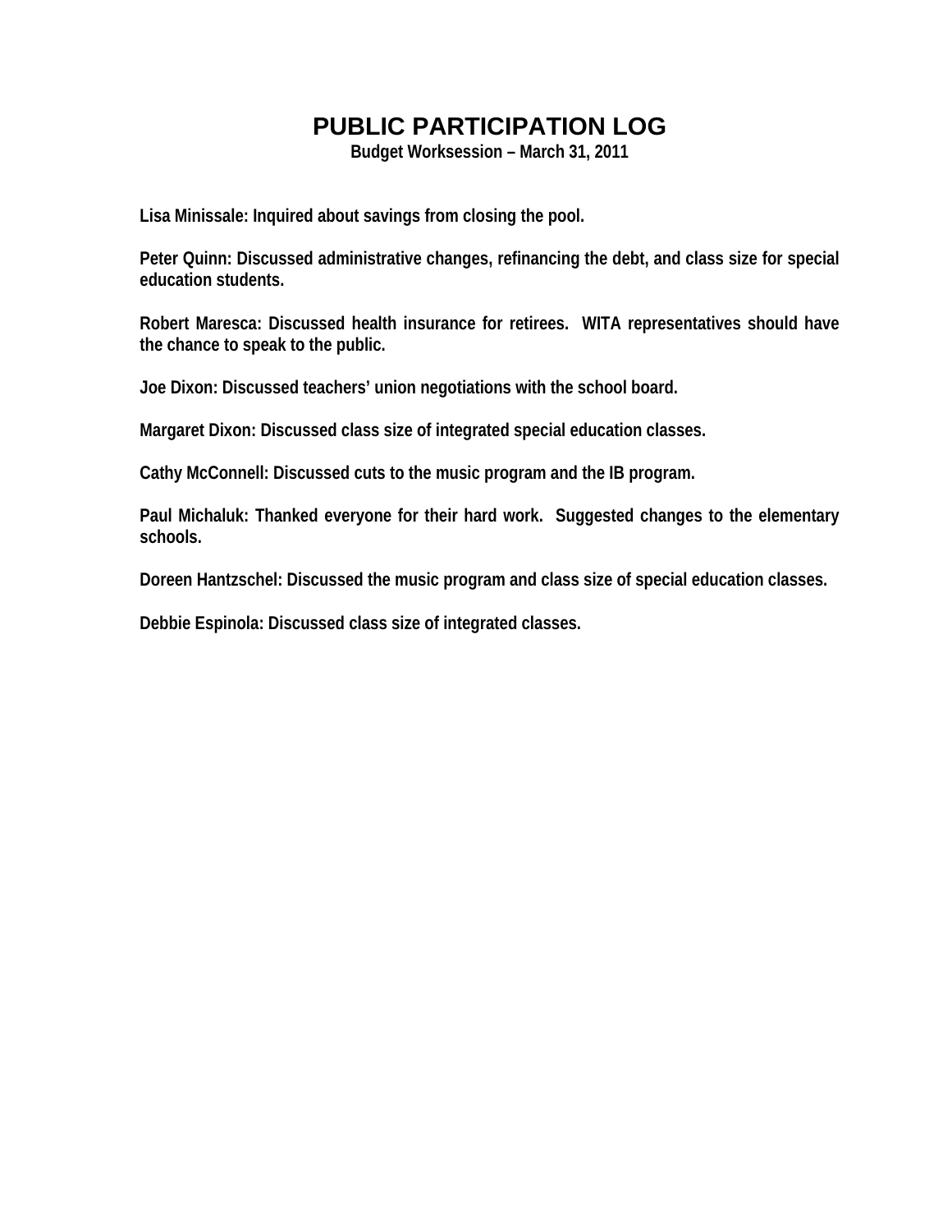# PUBLIC PARTICIPATION LOG

**Budget Worksession – March 31, 2011**

**Lisa Minissale: Inquired about savings from closing the pool.**

**Peter Quinn: Discussed administrative changes, refinancing the debt, and class size for special education students.**

**Robert Maresca: Discussed health insurance for retirees. WITA representatives should have the chance to speak to the public.**

**Joe Dixon: Discussed teachers' union negotiations with the school board.**

**Margaret Dixon: Discussed class size of integrated special education classes.**

**Cathy McConnell: Discussed cuts to the music program and the IB program.**

**Paul Michaluk: Thanked everyone for their hard work. Suggested changes to the elementary schools.**

**Doreen Hantzschel: Discussed the music program and class size of special education classes.**

**Debbie Espinola: Discussed class size of integrated classes.**